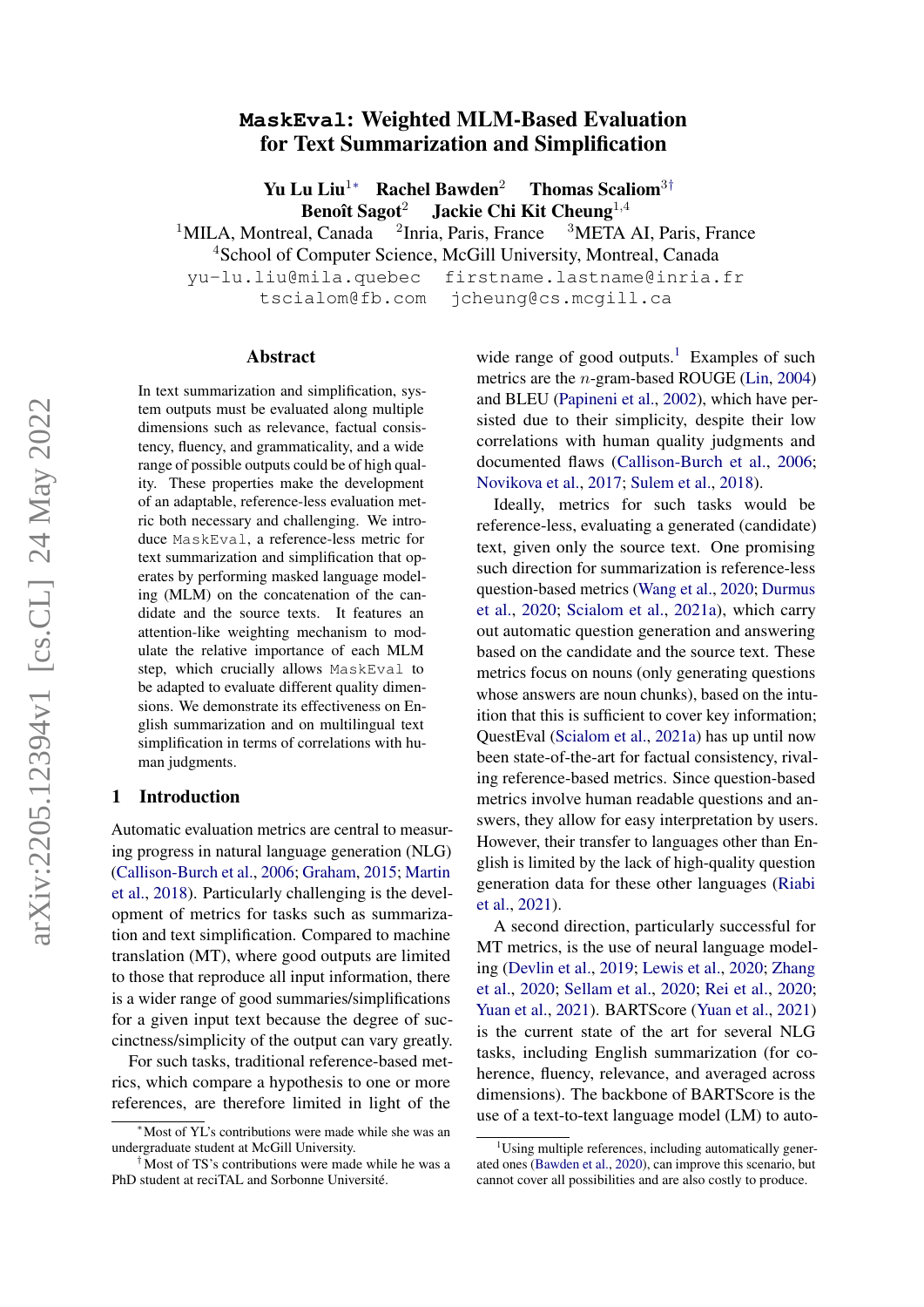# MaskEval: Weighted MLM-Based Evaluation for Text Summarization and Simplification

**Yu Lu Liu**[1*] **Rachel Bawden**[2] **Thomas Scaliom**[3†]
**Benoît Sagot**[2] **Jackie Chi Kit Cheung**[1,4]

[1]MILA, Montreal, Canada [2]Inria, Paris, France [3]META AI, Paris, France
[4]School of Computer Science, McGill University, Montreal, Canada

yu-lu.liu@mila.quebec firstname.lastname@inria.fr
tscialom@fb.com jcheung@cs.mcgill.ca

## Abstract

In text summarization and simplification, system outputs must be evaluated along multiple dimensions such as relevance, factual consistency, fluency, and grammaticality, and a wide range of possible outputs could be of high quality. These properties make the development of an adaptable, reference-less evaluation metric both necessary and challenging. We introduce MaskEval, a reference-less metric for text summarization and simplification that operates by performing masked language modeling (MLM) on the concatenation of the candidate and the source texts. It features an attention-like weighting mechanism to modulate the relative importance of each MLM step, which crucially allows MaskEval to be adapted to evaluate different quality dimensions. We demonstrate its effectiveness on English summarization and on multilingual text simplification in terms of correlations with human judgments.

## 1 Introduction

Automatic evaluation metrics are central to measuring progress in natural language generation (NLG) (Callison-Burch et al., 2006; Graham, 2015; Martin et al., 2018). Particularly challenging is the development of metrics for tasks such as summarization and text simplification. Compared to machine translation (MT), where good outputs are limited to those that reproduce all input information, there is a wider range of good summaries/simplifications for a given input text because the degree of succinctness/simplicity of the output can vary greatly.

For such tasks, traditional reference-based metrics, which compare a hypothesis to one or more references, are therefore limited in light of the wide range of good outputs.[1] Examples of such metrics are the $n$-gram-based ROUGE (Lin, 2004) and BLEU (Papineni et al., 2002), which have persisted due to their simplicity, despite their low correlations with human quality judgments and documented flaws (Callison-Burch et al., 2006; Novikova et al., 2017; Sulem et al., 2018).

Ideally, metrics for such tasks would be reference-less, evaluating a generated (candidate) text, given only the source text. One promising such direction for summarization is reference-less question-based metrics (Wang et al., 2020; Durmus et al., 2020; Scialom et al., 2021a), which carry out automatic question generation and answering based on the candidate and the source text. These metrics focus on nouns (only generating questions whose answers are noun chunks), based on the intuition that this is sufficient to cover key information; QuestEval (Scialom et al., 2021a) has up until now been state-of-the-art for factual consistency, rivaling reference-based metrics. Since question-based metrics involve human readable questions and answers, they allow for easy interpretation by users. However, their transfer to languages other than English is limited by the lack of high-quality question generation data for these other languages (Riabi et al., 2021).

A second direction, particularly successful for MT metrics, is the use of neural language modeling (Devlin et al., 2019; Lewis et al., 2020; Zhang et al., 2020; Sellam et al., 2020; Rei et al., 2020; Yuan et al., 2021). BARTScore (Yuan et al., 2021) is the current state of the art for several NLG tasks, including English summarization (for coherence, fluency, relevance, and averaged across dimensions). The backbone of BARTScore is the use of a text-to-text language model (LM) to auto-

---

[*] Most of YL's contributions were made while she was an undergraduate student at McGill University.

[†] Most of TS's contributions were made while he was a PhD student at reciTAL and Sorbonne Université.

[1] Using multiple references, including automatically generated ones (Bawden et al., 2020), can improve this scenario, but cannot cover all possibilities and are also costly to produce.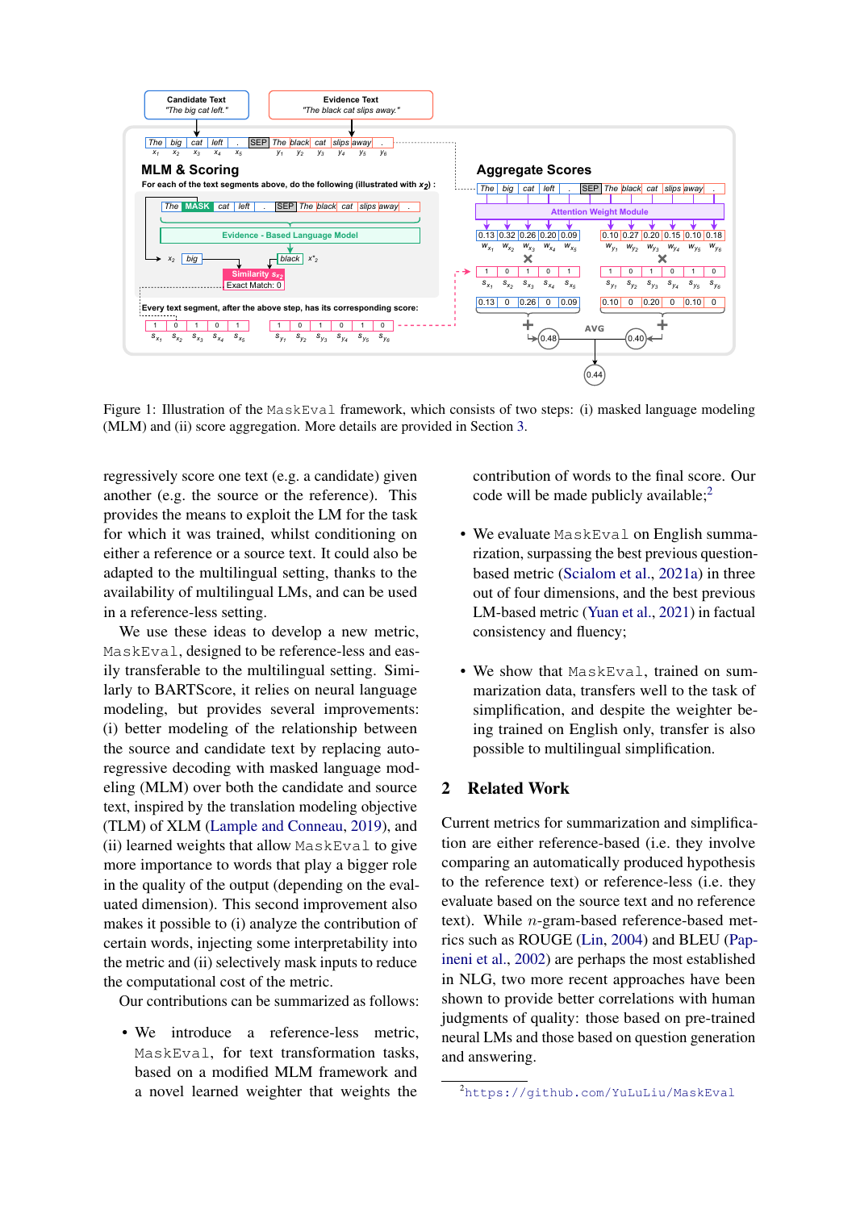Figure 1: Illustration of the MaskEval framework, which consists of two steps: (i) masked language modeling (MLM) and (ii) score aggregation. More details are provided in Section 3.

regressively score one text (e.g. a candidate) given another (e.g. the source or the reference). This provides the means to exploit the LM for the task for which it was trained, whilst conditioning on either a reference or a source text. It could also be adapted to the multilingual setting, thanks to the availability of multilingual LMs, and can be used in a reference-less setting.

We use these ideas to develop a new metric, MaskEval, designed to be reference-less and easily transferable to the multilingual setting. Similarly to BARTScore, it relies on neural language modeling, but provides several improvements: (i) better modeling of the relationship between the source and candidate text by replacing autoregressive decoding with masked language modeling (MLM) over both the candidate and source text, inspired by the translation modeling objective (TLM) of XLM (Lample and Conneau, 2019), and (ii) learned weights that allow MaskEval to give more importance to words that play a bigger role in the quality of the output (depending on the evaluated dimension). This second improvement also makes it possible to (i) analyze the contribution of certain words, injecting some interpretability into the metric and (ii) selectively mask inputs to reduce the computational cost of the metric.

Our contributions can be summarized as follows:

- We introduce a reference-less metric, MaskEval, for text transformation tasks, based on a modified MLM framework and a novel learned weighter that weights the contribution of words to the final score. Our code will be made publicly available;[2]
- We evaluate MaskEval on English summarization, surpassing the best previous question-based metric (Scialom et al., 2021a) in three out of four dimensions, and the best previous LM-based metric (Yuan et al., 2021) in factual consistency and fluency;
- We show that MaskEval, trained on summarization data, transfers well to the task of simplification, and despite the weighter being trained on English only, transfer is also possible to multilingual simplification.

## 2 Related Work

Current metrics for summarization and simplification are either reference-based (i.e. they involve comparing an automatically produced hypothesis to the reference text) or reference-less (i.e. they evaluate based on the source text and no reference text). While $n$-gram-based reference-based metrics such as ROUGE (Lin, 2004) and BLEU (Papineni et al., 2002) are perhaps the most established in NLG, two more recent approaches have been shown to provide better correlations with human judgments of quality: those based on pre-trained neural LMs and those based on question generation and answering.

[2] https://github.com/YuLuLiu/MaskEval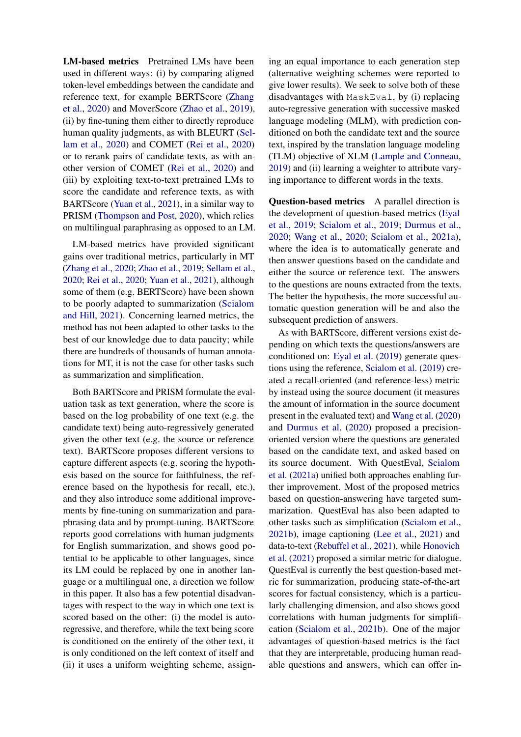**LM-based metrics** Pretrained LMs have been used in different ways: (i) by comparing aligned token-level embeddings between the candidate and reference text, for example BERTScore (Zhang et al., 2020) and MoverScore (Zhao et al., 2019), (ii) by fine-tuning them either to directly reproduce human quality judgments, as with BLEURT (Sellam et al., 2020) and COMET (Rei et al., 2020) or to rerank pairs of candidate texts, as with another version of COMET (Rei et al., 2020) and (iii) by exploiting text-to-text pretrained LMs to score the candidate and reference texts, as with BARTScore (Yuan et al., 2021), in a similar way to PRISM (Thompson and Post, 2020), which relies on multilingual paraphrasing as opposed to an LM.

LM-based metrics have provided significant gains over traditional metrics, particularly in MT (Zhang et al., 2020; Zhao et al., 2019; Sellam et al., 2020; Rei et al., 2020; Yuan et al., 2021), although some of them (e.g. BERTScore) have been shown to be poorly adapted to summarization (Scialom and Hill, 2021). Concerning learned metrics, the method has not been adapted to other tasks to the best of our knowledge due to data paucity; while there are hundreds of thousands of human annotations for MT, it is not the case for other tasks such as summarization and simplification.

Both BARTScore and PRISM formulate the evaluation task as text generation, where the score is based on the log probability of one text (e.g. the candidate text) being auto-regressively generated given the other text (e.g. the source or reference text). BARTScore proposes different versions to capture different aspects (e.g. scoring the hypothesis based on the source for faithfulness, the reference based on the hypothesis for recall, etc.), and they also introduce some additional improvements by fine-tuning on summarization and paraphrasing data and by prompt-tuning. BARTScore reports good correlations with human judgments for English summarization, and shows good potential to be applicable to other languages, since its LM could be replaced by one in another language or a multilingual one, a direction we follow in this paper. It also has a few potential disadvantages with respect to the way in which one text is scored based on the other: (i) the model is auto-regressive, and therefore, while the text being score is conditioned on the entirety of the other text, it is only conditioned on the left context of itself and (ii) it uses a uniform weighting scheme, assigning an equal importance to each generation step (alternative weighting schemes were reported to give lower results). We seek to solve both of these disadvantages with `MaskEval`, by (i) replacing auto-regressive generation with successive masked language modeling (MLM), with prediction conditioned on both the candidate text and the source text, inspired by the translation language modeling (TLM) objective of XLM (Lample and Conneau, 2019) and (ii) learning a weighter to attribute varying importance to different words in the texts.

**Question-based metrics** A parallel direction is the development of question-based metrics (Eyal et al., 2019; Scialom et al., 2019; Durmus et al., 2020; Wang et al., 2020; Scialom et al., 2021a), where the idea is to automatically generate and then answer questions based on the candidate and either the source or reference text. The answers to the questions are nouns extracted from the texts. The better the hypothesis, the more successful automatic question generation will be and also the subsequent prediction of answers.

As with BARTScore, different versions exist depending on which texts the questions/answers are conditioned on: Eyal et al. (2019) generate questions using the reference, Scialom et al. (2019) created a recall-oriented (and reference-less) metric by instead using the source document (it measures the amount of information in the source document present in the evaluated text) and Wang et al. (2020) and Durmus et al. (2020) proposed a precision-oriented version where the questions are generated based on the candidate text, and asked based on its source document. With QuestEval, Scialom et al. (2021a) unified both approaches enabling further improvement. Most of the proposed metrics based on question-answering have targeted summarization. QuestEval has also been adapted to other tasks such as simplification (Scialom et al., 2021b), image captioning (Lee et al., 2021) and data-to-text (Rebuffel et al., 2021), while Honovich et al. (2021) proposed a similar metric for dialogue. QuestEval is currently the best question-based metric for summarization, producing state-of-the-art scores for factual consistency, which is a particularly challenging dimension, and also shows good correlations with human judgments for simplification (Scialom et al., 2021b). One of the major advantages of question-based metrics is the fact that they are interpretable, producing human readable questions and answers, which can offer in-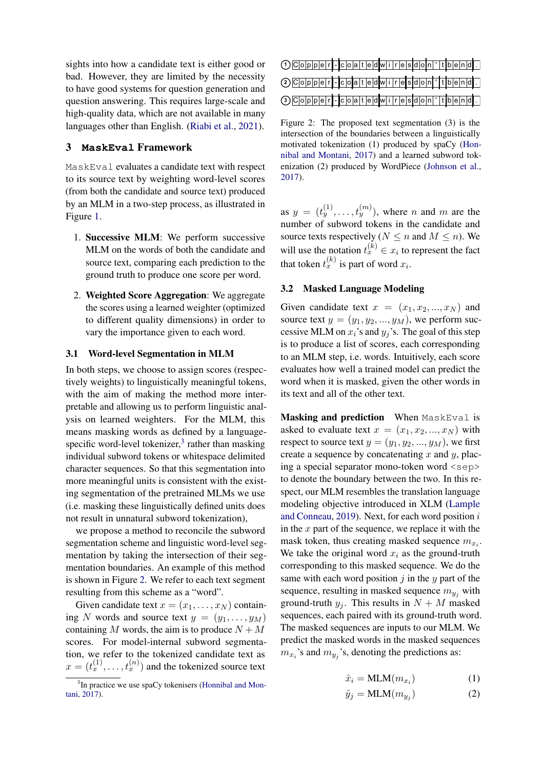sights into how a candidate text is either good or bad. However, they are limited by the necessity to have good systems for question generation and question answering. This requires large-scale and high-quality data, which are not available in many languages other than English. (Riabi et al., 2021).

## 3 MaskEval Framework

MaskEval evaluates a candidate text with respect to its source text by weighting word-level scores (from both the candidate and source text) produced by an MLM in a two-step process, as illustrated in Figure 1.

1. **Successive MLM**: We perform successive MLM on the words of both the candidate and source text, comparing each prediction to the ground truth to produce one score per word.
2. **Weighted Score Aggregation**: We aggregate the scores using a learned weighter (optimized to different quality dimensions) in order to vary the importance given to each word.

### 3.1 Word-level Segmentation in MLM

In both steps, we choose to assign scores (respectively weights) to linguistically meaningful tokens, with the aim of making the method more interpretable and allowing us to perform linguistic analysis on learned weighters. For the MLM, this means masking words as defined by a language-specific word-level tokenizer,[3] rather than masking individual subword tokens or whitespace delimited character sequences. So that this segmentation into more meaningful units is consistent with the existing segmentation of the pretrained MLMs we use (i.e. masking these linguistically defined units does not result in unnatural subword tokenization),

we propose a method to reconcile the subword segmentation scheme and linguistic word-level segmentation by taking the intersection of their segmentation boundaries. An example of this method is shown in Figure 2. We refer to each text segment resulting from this scheme as a "word".

Given candidate text $x = (x_1, \ldots, x_N)$ containing $N$ words and source text $y = (y_1, \ldots, y_M)$ containing $M$ words, the aim is to produce $N + M$ scores. For model-internal subword segmentation, we refer to the tokenized candidate text as $x = (t_x^{(1)}, \ldots, t_x^{(n)})$ and the tokenized source text as $y = (t_y^{(1)}, \ldots, t_y^{(m)})$, where $n$ and $m$ are the number of subword tokens in the candidate and source texts respectively ($N \leq n$ and $M \leq n$). We will use the notation $t_x^{(k)} \in x_i$ to represent the fact that token $t_x^{(k)}$ is part of word $x_i$.

[3] In practice we use spaCy tokenisers (Honnibal and Montani, 2017).

Figure 2: The proposed text segmentation (3) is the intersection of the boundaries between a linguistically motivated tokenization (1) produced by spaCy (Honnibal and Montani, 2017) and a learned subword tokenization (2) produced by WordPiece (Johnson et al., 2017).

### 3.2 Masked Language Modeling

Given candidate text $x = (x_1, x_2, ..., x_N)$ and source text $y = (y_1, y_2, ..., y_M)$, we perform successive MLM on $x_i$'s and $y_j$'s. The goal of this step is to produce a list of scores, each corresponding to an MLM step, i.e. words. Intuitively, each score evaluates how well a trained model can predict the word when it is masked, given the other words in its text and all of the other text.

**Masking and prediction** When MaskEval is asked to evaluate text $x = (x_1, x_2, ..., x_N)$ with respect to source text $y = (y_1, y_2, ..., y_M)$, we first create a sequence by concatenating $x$ and $y$, placing a special separator mono-token word <sep> to denote the boundary between the two. In this respect, our MLM resembles the translation language modeling objective introduced in XLM (Lample and Conneau, 2019). Next, for each word position $i$ in the $x$ part of the sequence, we replace it with the mask token, thus creating masked sequence $m_{x_i}$. We take the original word $x_i$ as the ground-truth corresponding to this masked sequence. We do the same with each word position $j$ in the $y$ part of the sequence, resulting in masked sequence $m_{y_j}$ with ground-truth $y_j$. This results in $N + M$ masked sequences, each paired with its ground-truth word. The masked sequences are inputs to our MLM. We predict the masked words in the masked sequences $m_{x_i}$'s and $m_{y_j}$'s, denoting the predictions as:

$$\hat{x}_i = \text{MLM}(m_{x_i}) \tag{1}$$

$$\hat{y}_j = \text{MLM}(m_{y_j}) \tag{2}$$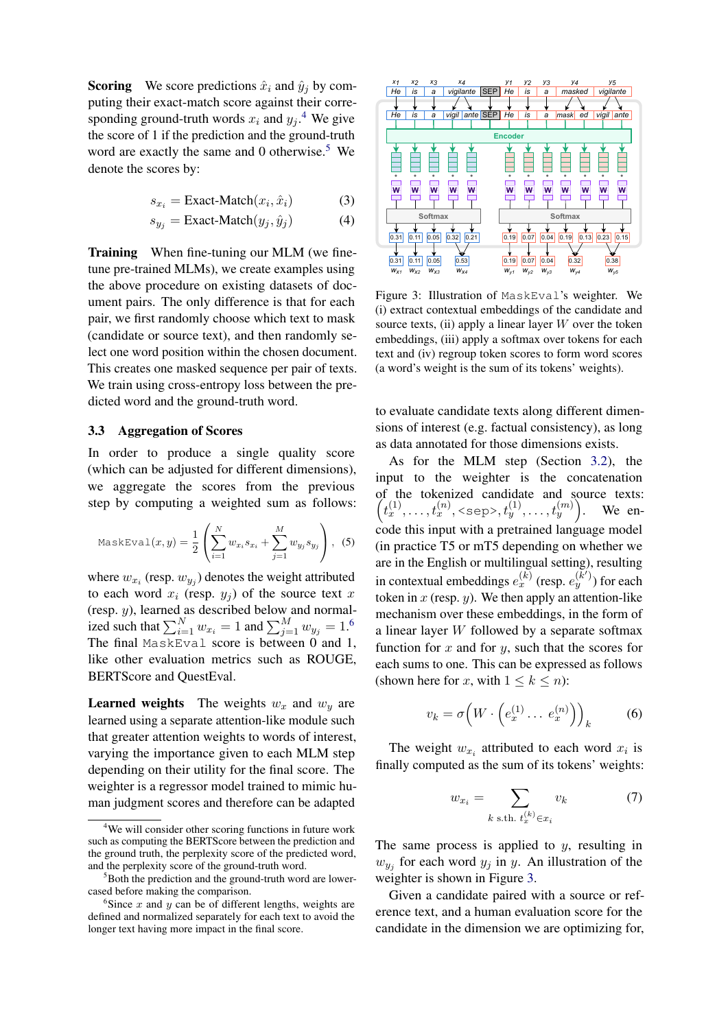**Scoring** We score predictions $\hat{x}_i$ and $\hat{y}_j$ by computing their exact-match score against their corresponding ground-truth words $x_i$ and $y_j$.[4] We give the score of 1 if the prediction and the ground-truth word are exactly the same and 0 otherwise.[5] We denote the scores by:

$$s_{x_i} = \text{Exact-Match}(x_i, \hat{x}_i) \quad (3)$$

$$s_{y_j} = \text{Exact-Match}(y_j, \hat{y}_j) \quad (4)$$

**Training** When fine-tuning our MLM (we fine-tune pre-trained MLMs), we create examples using the above procedure on existing datasets of document pairs. The only difference is that for each pair, we first randomly choose which text to mask (candidate or source text), and then randomly select one word position within the chosen document. This creates one masked sequence per pair of texts. We train using cross-entropy loss between the predicted word and the ground-truth word.

## 3.3 Aggregation of Scores

In order to produce a single quality score (which can be adjusted for different dimensions), we aggregate the scores from the previous step by computing a weighted sum as follows:

$$\texttt{MaskEval}(x, y) = \frac{1}{2}\left(\sum_{i=1}^{N} w_{x_i} s_{x_i} + \sum_{j=1}^{M} w_{y_j} s_{y_j}\right), \quad (5)$$

where $w_{x_i}$ (resp. $w_{y_j}$) denotes the weight attributed to each word $x_i$ (resp. $y_j$) of the source text $x$ (resp. $y$), learned as described below and normalized such that $\sum_{i=1}^{N} w_{x_i} = 1$ and $\sum_{j=1}^{M} w_{y_j} = 1$.[6] The final MaskEval score is between 0 and 1, like other evaluation metrics such as ROUGE, BERTScore and QuestEval.

**Learned weights** The weights $w_x$ and $w_y$ are learned using a separate attention-like module such that greater attention weights to words of interest, varying the importance given to each MLM step depending on their utility for the final score. The weighter is a regressor model trained to mimic human judgment scores and therefore can be adapted to evaluate candidate texts along different dimensions of interest (e.g. factual consistency), as long as data annotated for those dimensions exists.

As for the MLM step (Section 3.2), the input to the weighter is the concatenation of the tokenized candidate and source texts: $\left(t_x^{(1)}, \ldots, t_x^{(n)}, \texttt{<sep>}, t_y^{(1)}, \ldots, t_y^{(m)}\right)$. We encode this input with a pretrained language model (in practice T5 or mT5 depending on whether we are in the English or multilingual setting), resulting in contextual embeddings $e_x^{(k)}$ (resp. $e_y^{(k')}$) for each token in $x$ (resp. $y$). We then apply an attention-like mechanism over these embeddings, in the form of a linear layer $W$ followed by a separate softmax function for $x$ and for $y$, such that the scores for each sums to one. This can be expressed as follows (shown here for $x$, with $1 \leq k \leq n$):

$$v_k = \sigma\left(W \cdot \left(e_x^{(1)} \ldots e_x^{(n)}\right)\right)_k \quad (6)$$

The weight $w_{x_i}$ attributed to each word $x_i$ is finally computed as the sum of its tokens' weights:

$$w_{x_i} = \sum_{k \text{ s.th. } t_x^{(k)} \in x_i} v_k \quad (7)$$

The same process is applied to $y$, resulting in $w_{y_j}$ for each word $y_j$ in $y$. An illustration of the weighter is shown in Figure 3.

Given a candidate paired with a source or reference text, and a human evaluation score for the candidate in the dimension we are optimizing for,

Figure 3: Illustration of MaskEval's weighter. We (i) extract contextual embeddings of the candidate and source texts, (ii) apply a linear layer $W$ over the token embeddings, (iii) apply a softmax over tokens for each text and (iv) regroup token scores to form word scores (a word's weight is the sum of its tokens' weights).

[4] We will consider other scoring functions in future work such as computing the BERTScore between the prediction and the ground truth, the perplexity score of the predicted word, and the perplexity score of the ground-truth word.

[5] Both the prediction and the ground-truth word are lowercased before making the comparison.

[6] Since $x$ and $y$ can be of different lengths, weights are defined and normalized separately for each text to avoid the longer text having more impact in the final score.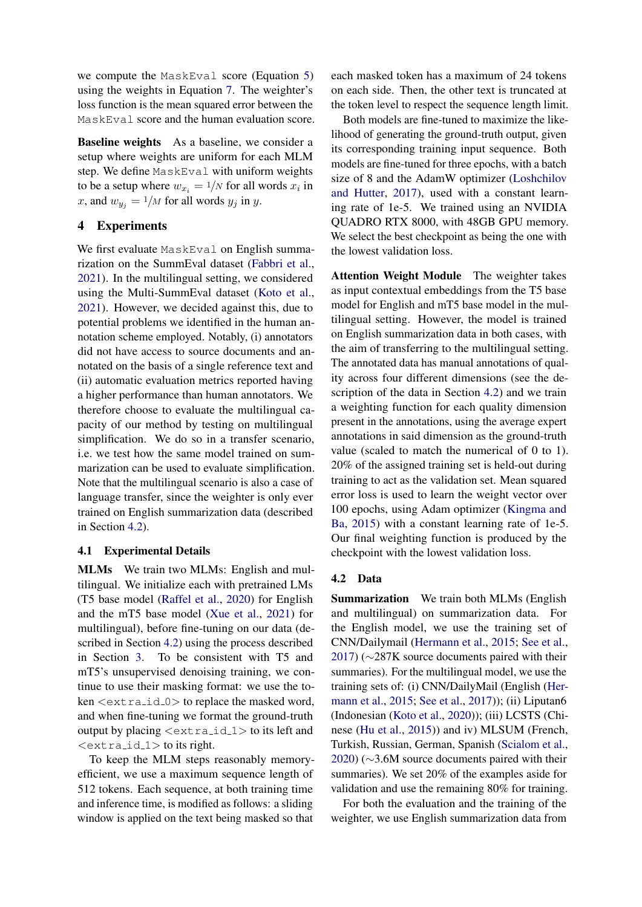we compute the MaskEval score (Equation 5) using the weights in Equation 7. The weighter's loss function is the mean squared error between the MaskEval score and the human evaluation score.

**Baseline weights** As a baseline, we consider a setup where weights are uniform for each MLM step. We define MaskEval with uniform weights to be a setup where $w_{x_i} = 1/N$ for all words $x_i$ in $x$, and $w_{y_j} = 1/M$ for all words $y_j$ in $y$.

## 4 Experiments

We first evaluate MaskEval on English summarization on the SummEval dataset (Fabbri et al., 2021). In the multilingual setting, we considered using the Multi-SummEval dataset (Koto et al., 2021). However, we decided against this, due to potential problems we identified in the human annotation scheme employed. Notably, (i) annotators did not have access to source documents and annotated on the basis of a single reference text and (ii) automatic evaluation metrics reported having a higher performance than human annotators. We therefore choose to evaluate the multilingual capacity of our method by testing on multilingual simplification. We do so in a transfer scenario, i.e. we test how the same model trained on summarization can be used to evaluate simplification. Note that the multilingual scenario is also a case of language transfer, since the weighter is only ever trained on English summarization data (described in Section 4.2).

### 4.1 Experimental Details

**MLMs** We train two MLMs: English and multilingual. We initialize each with pretrained LMs (T5 base model (Raffel et al., 2020) for English and the mT5 base model (Xue et al., 2021) for multilingual), before fine-tuning on our data (described in Section 4.2) using the process described in Section 3. To be consistent with T5 and mT5's unsupervised denoising training, we continue to use their masking format: we use the token <extra_id_0> to replace the masked word, and when fine-tuning we format the ground-truth output by placing <extra_id_1> to its left and <extra_id_1> to its right.

To keep the MLM steps reasonably memory-efficient, we use a maximum sequence length of 512 tokens. Each sequence, at both training time and inference time, is modified as follows: a sliding window is applied on the text being masked so that each masked token has a maximum of 24 tokens on each side. Then, the other text is truncated at the token level to respect the sequence length limit.

Both models are fine-tuned to maximize the likelihood of generating the ground-truth output, given its corresponding training input sequence. Both models are fine-tuned for three epochs, with a batch size of 8 and the AdamW optimizer (Loshchilov and Hutter, 2017), used with a constant learning rate of 1e-5. We trained using an NVIDIA QUADRO RTX 8000, with 48GB GPU memory. We select the best checkpoint as being the one with the lowest validation loss.

**Attention Weight Module** The weighter takes as input contextual embeddings from the T5 base model for English and mT5 base model in the multilingual setting. However, the model is trained on English summarization data in both cases, with the aim of transferring to the multilingual setting. The annotated data has manual annotations of quality across four different dimensions (see the description of the data in Section 4.2) and we train a weighting function for each quality dimension present in the annotations, using the average expert annotations in said dimension as the ground-truth value (scaled to match the numerical of 0 to 1). 20% of the assigned training set is held-out during training to act as the validation set. Mean squared error loss is used to learn the weight vector over 100 epochs, using Adam optimizer (Kingma and Ba, 2015) with a constant learning rate of 1e-5. Our final weighting function is produced by the checkpoint with the lowest validation loss.

### 4.2 Data

**Summarization** We train both MLMs (English and multilingual) on summarization data. For the English model, we use the training set of CNN/Dailymail (Hermann et al., 2015; See et al., 2017) (∼287K source documents paired with their summaries). For the multilingual model, we use the training sets of: (i) CNN/DailyMail (English (Hermann et al., 2015; See et al., 2017)); (ii) Liputan6 (Indonesian (Koto et al., 2020)); (iii) LCSTS (Chinese (Hu et al., 2015)) and iv) MLSUM (French, Turkish, Russian, German, Spanish (Scialom et al., 2020) (∼3.6M source documents paired with their summaries). We set 20% of the examples aside for validation and use the remaining 80% for training.

For both the evaluation and the training of the weighter, we use English summarization data from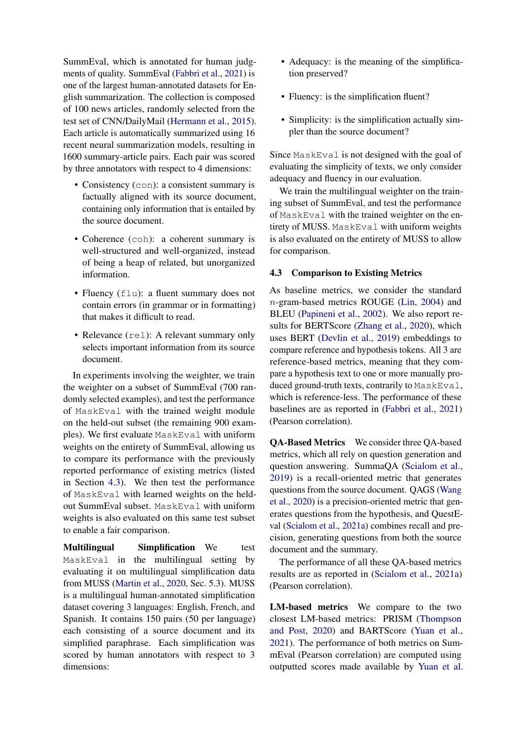SummEval, which is annotated for human judgments of quality. SummEval (Fabbri et al., 2021) is one of the largest human-annotated datasets for English summarization. The collection is composed of 100 news articles, randomly selected from the test set of CNN/DailyMail (Hermann et al., 2015). Each article is automatically summarized using 16 recent neural summarization models, resulting in 1600 summary-article pairs. Each pair was scored by three annotators with respect to 4 dimensions:

- Consistency (`con`): a consistent summary is factually aligned with its source document, containing only information that is entailed by the source document.
- Coherence (`coh`): a coherent summary is well-structured and well-organized, instead of being a heap of related, but unorganized information.
- Fluency (`flu`): a fluent summary does not contain errors (in grammar or in formatting) that makes it difficult to read.
- Relevance (`rel`): A relevant summary only selects important information from its source document.

In experiments involving the weighter, we train the weighter on a subset of SummEval (700 randomly selected examples), and test the performance of `MaskEval` with the trained weight module on the held-out subset (the remaining 900 examples). We first evaluate `MaskEval` with uniform weights on the entirety of SummEval, allowing us to compare its performance with the previously reported performance of existing metrics (listed in Section 4.3). We then test the performance of `MaskEval` with learned weights on the held-out SummEval subset. `MaskEval` with uniform weights is also evaluated on this same test subset to enable a fair comparison.

**Multilingual Simplification** We test `MaskEval` in the multilingual setting by evaluating it on multilingual simplification data from MUSS (Martin et al., 2020, Sec. 5.3). MUSS is a multilingual human-annotated simplification dataset covering 3 languages: English, French, and Spanish. It contains 150 pairs (50 per language) each consisting of a source document and its simplified paraphrase. Each simplification was scored by human annotators with respect to 3 dimensions:

- Adequacy: is the meaning of the simplification preserved?
- Fluency: is the simplification fluent?
- Simplicity: is the simplification actually simpler than the source document?

Since `MaskEval` is not designed with the goal of evaluating the simplicity of texts, we only consider adequacy and fluency in our evaluation.

We train the multilingual weighter on the training subset of SummEval, and test the performance of `MaskEval` with the trained weighter on the entirety of MUSS. `MaskEval` with uniform weights is also evaluated on the entirety of MUSS to allow for comparison.

### 4.3 Comparison to Existing Metrics

As baseline metrics, we consider the standard $n$-gram-based metrics ROUGE (Lin, 2004) and BLEU (Papineni et al., 2002). We also report results for BERTScore (Zhang et al., 2020), which uses BERT (Devlin et al., 2019) embeddings to compare reference and hypothesis tokens. All 3 are reference-based metrics, meaning that they compare a hypothesis text to one or more manually produced ground-truth texts, contrarily to `MaskEval`, which is reference-less. The performance of these baselines are as reported in (Fabbri et al., 2021) (Pearson correlation).

**QA-Based Metrics** We consider three QA-based metrics, which all rely on question generation and question answering. SummaQA (Scialom et al., 2019) is a recall-oriented metric that generates questions from the source document. QAGS (Wang et al., 2020) is a precision-oriented metric that generates questions from the hypothesis, and QuestEval (Scialom et al., 2021a) combines recall and precision, generating questions from both the source document and the summary.

The performance of all these QA-based metrics results are as reported in (Scialom et al., 2021a) (Pearson correlation).

**LM-based metrics** We compare to the two closest LM-based metrics: PRISM (Thompson and Post, 2020) and BARTScore (Yuan et al., 2021). The performance of both metrics on SummEval (Pearson correlation) are computed using outputted scores made available by Yuan et al.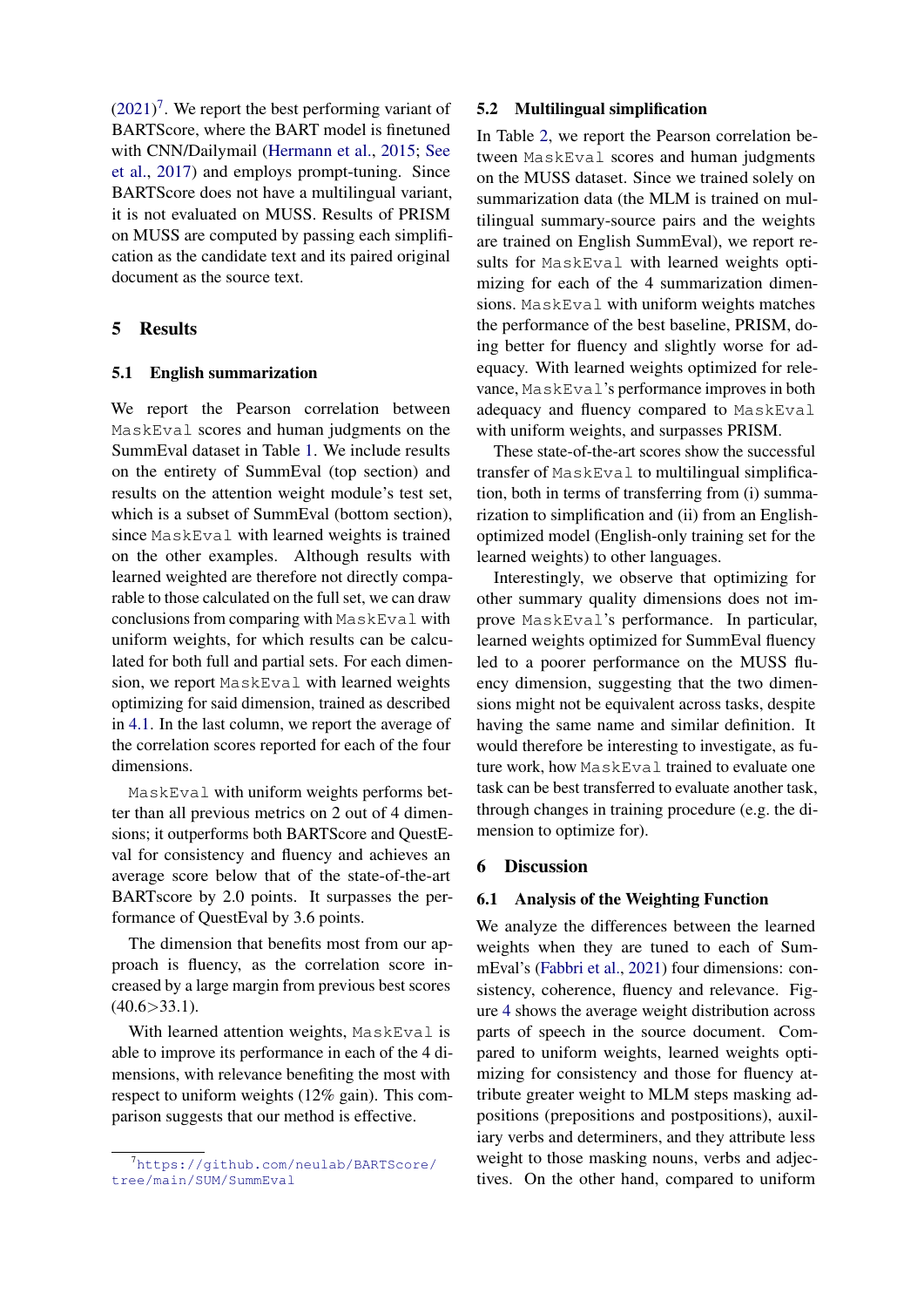(2021)[7]. We report the best performing variant of BARTScore, where the BART model is finetuned with CNN/Dailymail (Hermann et al., 2015; See et al., 2017) and employs prompt-tuning. Since BARTScore does not have a multilingual variant, it is not evaluated on MUSS. Results of PRISM on MUSS are computed by passing each simplification as the candidate text and its paired original document as the source text.

## 5 Results

### 5.1 English summarization

We report the Pearson correlation between MaskEval scores and human judgments on the SummEval dataset in Table 1. We include results on the entirety of SummEval (top section) and results on the attention weight module's test set, which is a subset of SummEval (bottom section), since MaskEval with learned weights is trained on the other examples. Although results with learned weighted are therefore not directly comparable to those calculated on the full set, we can draw conclusions from comparing with MaskEval with uniform weights, for which results can be calculated for both full and partial sets. For each dimension, we report MaskEval with learned weights optimizing for said dimension, trained as described in 4.1. In the last column, we report the average of the correlation scores reported for each of the four dimensions.

MaskEval with uniform weights performs better than all previous metrics on 2 out of 4 dimensions; it outperforms both BARTScore and QuestEval for consistency and fluency and achieves an average score below that of the state-of-the-art BARTscore by 2.0 points. It surpasses the performance of QuestEval by 3.6 points.

The dimension that benefits most from our approach is fluency, as the correlation score increased by a large margin from previous best scores (40.6>33.1).

With learned attention weights, MaskEval is able to improve its performance in each of the 4 dimensions, with relevance benefiting the most with respect to uniform weights (12% gain). This comparison suggests that our method is effective.

[7] https://github.com/neulab/BARTScore/tree/main/SUM/SummEval

### 5.2 Multilingual simplification

In Table 2, we report the Pearson correlation between MaskEval scores and human judgments on the MUSS dataset. Since we trained solely on summarization data (the MLM is trained on multilingual summary-source pairs and the weights are trained on English SummEval), we report results for MaskEval with learned weights optimizing for each of the 4 summarization dimensions. MaskEval with uniform weights matches the performance of the best baseline, PRISM, doing better for fluency and slightly worse for adequacy. With learned weights optimized for relevance, MaskEval's performance improves in both adequacy and fluency compared to MaskEval with uniform weights, and surpasses PRISM.

These state-of-the-art scores show the successful transfer of MaskEval to multilingual simplification, both in terms of transferring from (i) summarization to simplification and (ii) from an English-optimized model (English-only training set for the learned weights) to other languages.

Interestingly, we observe that optimizing for other summary quality dimensions does not improve MaskEval's performance. In particular, learned weights optimized for SummEval fluency led to a poorer performance on the MUSS fluency dimension, suggesting that the two dimensions might not be equivalent across tasks, despite having the same name and similar definition. It would therefore be interesting to investigate, as future work, how MaskEval trained to evaluate one task can be best transferred to evaluate another task, through changes in training procedure (e.g. the dimension to optimize for).

## 6 Discussion

### 6.1 Analysis of the Weighting Function

We analyze the differences between the learned weights when they are tuned to each of SummEval's (Fabbri et al., 2021) four dimensions: consistency, coherence, fluency and relevance. Figure 4 shows the average weight distribution across parts of speech in the source document. Compared to uniform weights, learned weights optimizing for consistency and those for fluency attribute greater weight to MLM steps masking adpositions (prepositions and postpositions), auxiliary verbs and determiners, and they attribute less weight to those masking nouns, verbs and adjectives. On the other hand, compared to uniform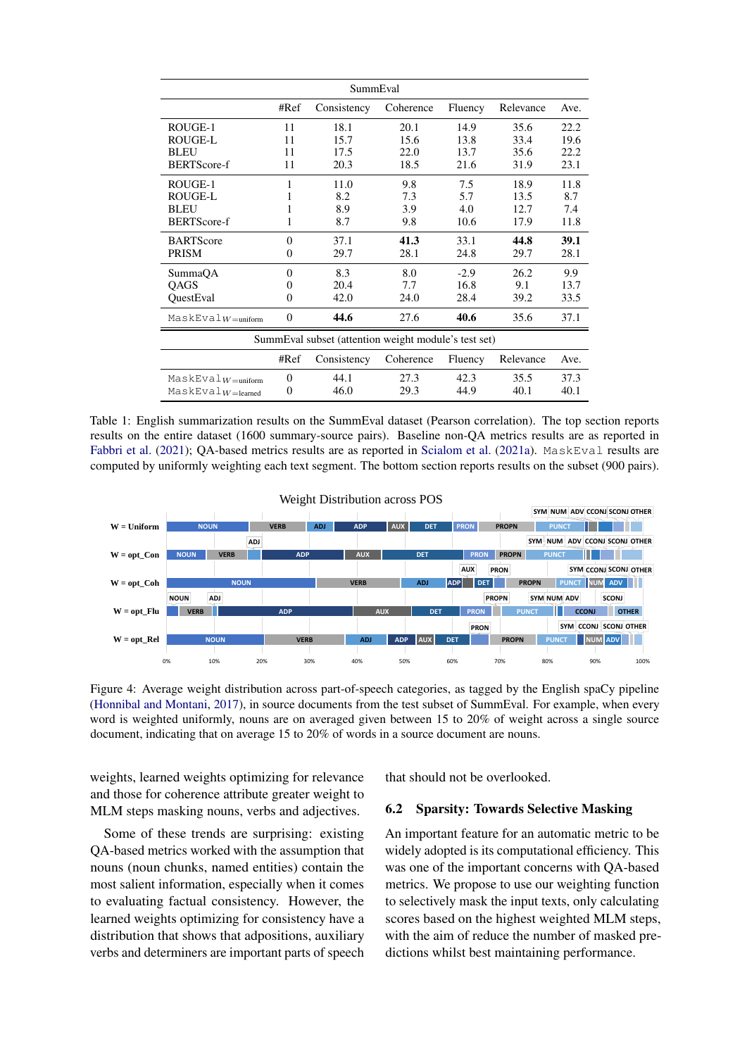| SummEval | | | | | | |
|---|---|---|---|---|---|---|
| | #Ref | Consistency | Coherence | Fluency | Relevance | Ave. |
| ROUGE-1 | 11 | 18.1 | 20.1 | 14.9 | 35.6 | 22.2 |
| ROUGE-L | 11 | 15.7 | 15.6 | 13.8 | 33.4 | 19.6 |
| BLEU | 11 | 17.5 | 22.0 | 13.7 | 35.6 | 22.2 |
| BERTScore-f | 11 | 20.3 | 18.5 | 21.6 | 31.9 | 23.1 |
| ROUGE-1 | 1 | 11.0 | 9.8 | 7.5 | 18.9 | 11.8 |
| ROUGE-L | 1 | 8.2 | 7.3 | 5.7 | 13.5 | 8.7 |
| BLEU | 1 | 8.9 | 3.9 | 4.0 | 12.7 | 7.4 |
| BERTScore-f | 1 | 8.7 | 9.8 | 10.6 | 17.9 | 11.8 |
| BARTScore | 0 | 37.1 | **41.3** | 33.1 | **44.8** | **39.1** |
| PRISM | 0 | 29.7 | 28.1 | 24.8 | 29.7 | 28.1 |
| SummaQA | 0 | 8.3 | 8.0 | -2.9 | 26.2 | 9.9 |
| QAGS | 0 | 20.4 | 7.7 | 16.8 | 9.1 | 13.7 |
| QuestEval | 0 | 42.0 | 24.0 | 28.4 | 39.2 | 33.5 |
| MaskEval$_{W=\text{uniform}}$ | 0 | **44.6** | 27.6 | **40.6** | 35.6 | 37.1 |

| SummEval subset (attention weight module's test set) | | | | | | |
|---|---|---|---|---|---|---|
| | #Ref | Consistency | Coherence | Fluency | Relevance | Ave. |
| MaskEval$_{W=\text{uniform}}$ | 0 | 44.1 | 27.3 | 42.3 | 35.5 | 37.3 |
| MaskEval$_{W=\text{learned}}$ | 0 | 46.0 | 29.3 | 44.9 | 40.1 | 40.1 |

Table 1: English summarization results on the SummEval dataset (Pearson correlation). The top section reports results on the entire dataset (1600 summary-source pairs). Baseline non-QA metrics results are as reported in Fabbri et al. (2021); QA-based metrics results are as reported in Scialom et al. (2021a). MaskEval results are computed by uniformly weighting each text segment. The bottom section reports results on the subset (900 pairs).

Figure 4: Average weight distribution across part-of-speech categories, as tagged by the English spaCy pipeline (Honnibal and Montani, 2017), in source documents from the test subset of SummEval. For example, when every word is weighted uniformly, nouns are on averaged given between 15 to 20% of weight across a single source document, indicating that on average 15 to 20% of words in a source document are nouns.

weights, learned weights optimizing for relevance and those for coherence attribute greater weight to MLM steps masking nouns, verbs and adjectives.

Some of these trends are surprising: existing QA-based metrics worked with the assumption that nouns (noun chunks, named entities) contain the most salient information, especially when it comes to evaluating factual consistency. However, the learned weights optimizing for consistency have a distribution that shows that adpositions, auxiliary verbs and determiners are important parts of speech that should not be overlooked.

## 6.2 Sparsity: Towards Selective Masking

An important feature for an automatic metric to be widely adopted is its computational efficiency. This was one of the important concerns with QA-based metrics. We propose to use our weighting function to selectively mask the input texts, only calculating scores based on the highest weighted MLM steps, with the aim of reduce the number of masked predictions whilst best maintaining performance.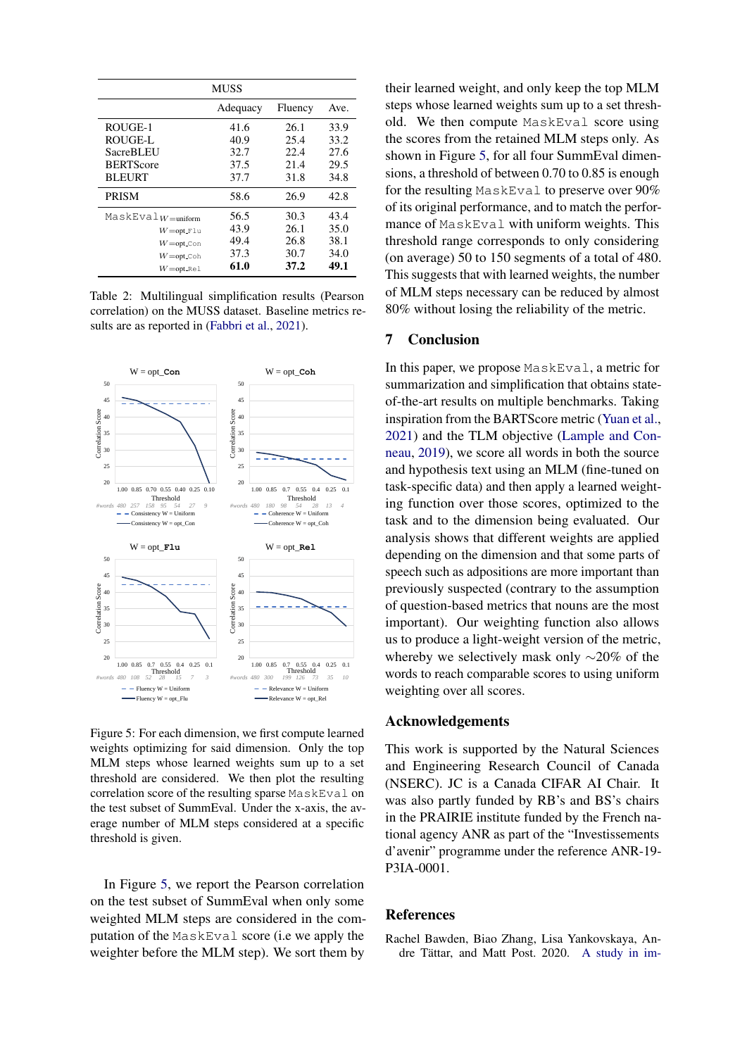| MUSS | | | |
|---|---|---|---|
| | Adequacy | Fluency | Ave. |
| ROUGE-1 | 41.6 | 26.1 | 33.9 |
| ROUGE-L | 40.9 | 25.4 | 33.2 |
| SacreBLEU | 32.7 | 22.4 | 27.6 |
| BERTScore | 37.5 | 21.4 | 29.5 |
| BLEURT | 37.7 | 31.8 | 34.8 |
| PRISM | 58.6 | 26.9 | 42.8 |
| MaskEval $_{W=\text{uniform}}$ | 56.5 | 30.3 | 43.4 |
| $_{W=\text{opt\_Flu}}$ | 43.9 | 26.1 | 35.0 |
| $_{W=\text{opt\_Con}}$ | 49.4 | 26.8 | 38.1 |
| $_{W=\text{opt\_Coh}}$ | 37.3 | 30.7 | 34.0 |
| $_{W=\text{opt\_Rel}}$ | **61.0** | **37.2** | **49.1** |

Table 2: Multilingual simplification results (Pearson correlation) on the MUSS dataset. Baseline metrics results are as reported in (Fabbri et al., 2021).

Figure 5: For each dimension, we first compute learned weights optimizing for said dimension. Only the top MLM steps whose learned weights sum up to a set threshold are considered. We then plot the resulting correlation score of the resulting sparse MaskEval on the test subset of SummEval. Under the x-axis, the average number of MLM steps considered at a specific threshold is given.

In Figure 5, we report the Pearson correlation on the test subset of SummEval when only some weighted MLM steps are considered in the computation of the MaskEval score (i.e we apply the weighter before the MLM step). We sort them by their learned weight, and only keep the top MLM steps whose learned weights sum up to a set threshold. We then compute MaskEval score using the scores from the retained MLM steps only. As shown in Figure 5, for all four SummEval dimensions, a threshold of between 0.70 to 0.85 is enough for the resulting MaskEval to preserve over 90% of its original performance, and to match the performance of MaskEval with uniform weights. This threshold range corresponds to only considering (on average) 50 to 150 segments of a total of 480. This suggests that with learned weights, the number of MLM steps necessary can be reduced by almost 80% without losing the reliability of the metric.

## 7 Conclusion

In this paper, we propose MaskEval, a metric for summarization and simplification that obtains state-of-the-art results on multiple benchmarks. Taking inspiration from the BARTScore metric (Yuan et al., 2021) and the TLM objective (Lample and Conneau, 2019), we score all words in both the source and hypothesis text using an MLM (fine-tuned on task-specific data) and then apply a learned weighting function over those scores, optimized to the task and to the dimension being evaluated. Our analysis shows that different weights are applied depending on the dimension and that some parts of speech such as adpositions are more important than previously suspected (contrary to the assumption of question-based metrics that nouns are the most important). Our weighting function also allows us to produce a light-weight version of the metric, whereby we selectively mask only ∼20% of the words to reach comparable scores to using uniform weighting over all scores.

## Acknowledgements

This work is supported by the Natural Sciences and Engineering Research Council of Canada (NSERC). JC is a Canada CIFAR AI Chair. It was also partly funded by RB's and BS's chairs in the PRAIRIE institute funded by the French national agency ANR as part of the "Investissements d'avenir" programme under the reference ANR-19-P3IA-0001.

## References

Rachel Bawden, Biao Zhang, Lisa Yankovskaya, Andre Tättar, and Matt Post. 2020. A study in im-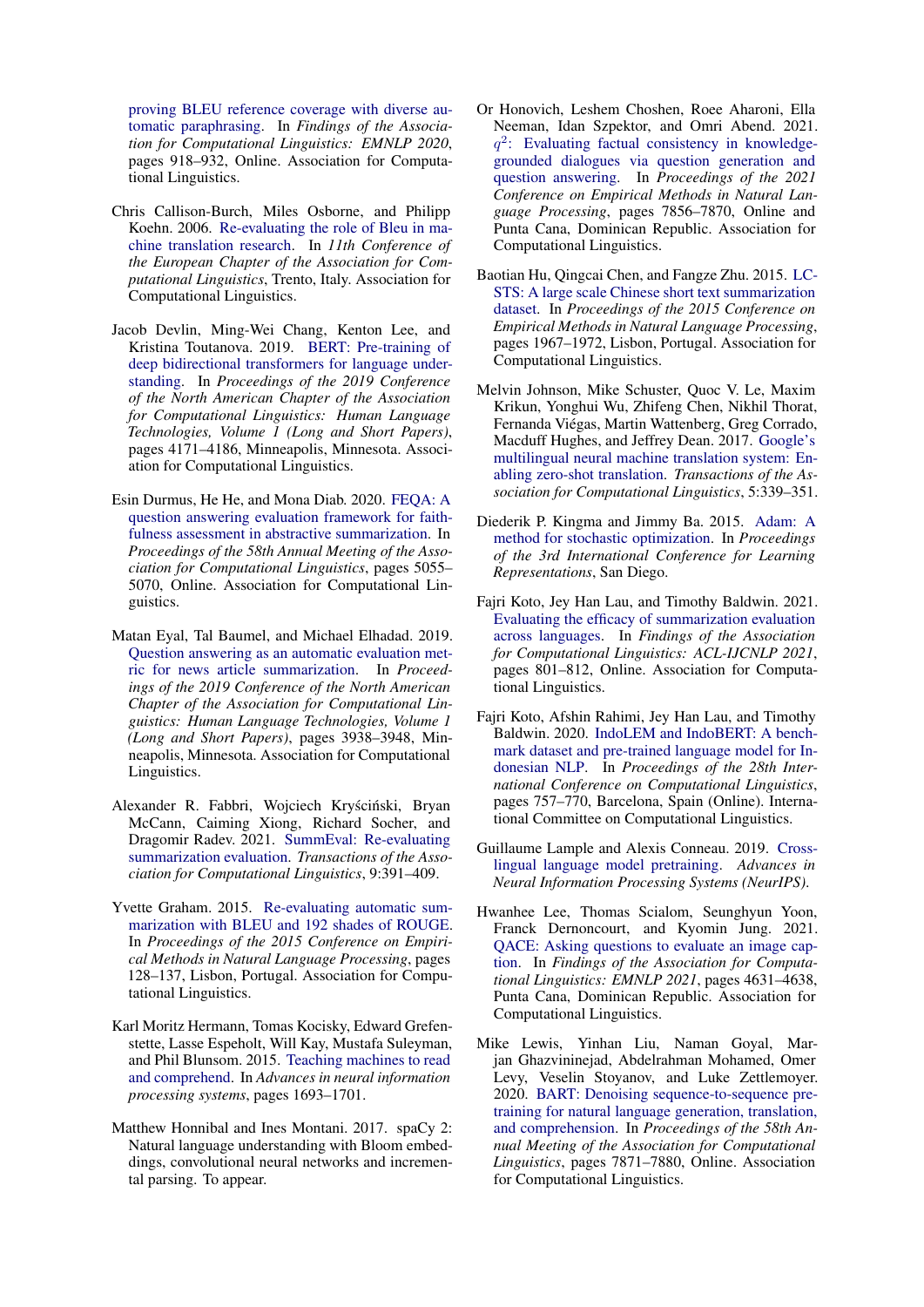proving BLEU reference coverage with diverse automatic paraphrasing. In *Findings of the Association for Computational Linguistics: EMNLP 2020*, pages 918–932, Online. Association for Computational Linguistics.

Chris Callison-Burch, Miles Osborne, and Philipp Koehn. 2006. Re-evaluating the role of Bleu in machine translation research. In *11th Conference of the European Chapter of the Association for Computational Linguistics*, Trento, Italy. Association for Computational Linguistics.

Jacob Devlin, Ming-Wei Chang, Kenton Lee, and Kristina Toutanova. 2019. BERT: Pre-training of deep bidirectional transformers for language understanding. In *Proceedings of the 2019 Conference of the North American Chapter of the Association for Computational Linguistics: Human Language Technologies, Volume 1 (Long and Short Papers)*, pages 4171–4186, Minneapolis, Minnesota. Association for Computational Linguistics.

Esin Durmus, He He, and Mona Diab. 2020. FEQA: A question answering evaluation framework for faithfulness assessment in abstractive summarization. In *Proceedings of the 58th Annual Meeting of the Association for Computational Linguistics*, pages 5055–5070, Online. Association for Computational Linguistics.

Matan Eyal, Tal Baumel, and Michael Elhadad. 2019. Question answering as an automatic evaluation metric for news article summarization. In *Proceedings of the 2019 Conference of the North American Chapter of the Association for Computational Linguistics: Human Language Technologies, Volume 1 (Long and Short Papers)*, pages 3938–3948, Minneapolis, Minnesota. Association for Computational Linguistics.

Alexander R. Fabbri, Wojciech Kryściński, Bryan McCann, Caiming Xiong, Richard Socher, and Dragomir Radev. 2021. SummEval: Re-evaluating summarization evaluation. *Transactions of the Association for Computational Linguistics*, 9:391–409.

Yvette Graham. 2015. Re-evaluating automatic summarization with BLEU and 192 shades of ROUGE. In *Proceedings of the 2015 Conference on Empirical Methods in Natural Language Processing*, pages 128–137, Lisbon, Portugal. Association for Computational Linguistics.

Karl Moritz Hermann, Tomas Kocisky, Edward Grefenstette, Lasse Espeholt, Will Kay, Mustafa Suleyman, and Phil Blunsom. 2015. Teaching machines to read and comprehend. In *Advances in neural information processing systems*, pages 1693–1701.

Matthew Honnibal and Ines Montani. 2017. spaCy 2: Natural language understanding with Bloom embeddings, convolutional neural networks and incremental parsing. To appear.

Or Honovich, Leshem Choshen, Roee Aharoni, Ella Neeman, Idan Szpektor, and Omri Abend. 2021. $q^2$: Evaluating factual consistency in knowledge-grounded dialogues via question generation and question answering. In *Proceedings of the 2021 Conference on Empirical Methods in Natural Language Processing*, pages 7856–7870, Online and Punta Cana, Dominican Republic. Association for Computational Linguistics.

Baotian Hu, Qingcai Chen, and Fangze Zhu. 2015. LCSTS: A large scale Chinese short text summarization dataset. In *Proceedings of the 2015 Conference on Empirical Methods in Natural Language Processing*, pages 1967–1972, Lisbon, Portugal. Association for Computational Linguistics.

Melvin Johnson, Mike Schuster, Quoc V. Le, Maxim Krikun, Yonghui Wu, Zhifeng Chen, Nikhil Thorat, Fernanda Viégas, Martin Wattenberg, Greg Corrado, Macduff Hughes, and Jeffrey Dean. 2017. Google's multilingual neural machine translation system: Enabling zero-shot translation. *Transactions of the Association for Computational Linguistics*, 5:339–351.

Diederik P. Kingma and Jimmy Ba. 2015. Adam: A method for stochastic optimization. In *Proceedings of the 3rd International Conference for Learning Representations*, San Diego.

Fajri Koto, Jey Han Lau, and Timothy Baldwin. 2021. Evaluating the efficacy of summarization evaluation across languages. In *Findings of the Association for Computational Linguistics: ACL-IJCNLP 2021*, pages 801–812, Online. Association for Computational Linguistics.

Fajri Koto, Afshin Rahimi, Jey Han Lau, and Timothy Baldwin. 2020. IndoLEM and IndoBERT: A benchmark dataset and pre-trained language model for Indonesian NLP. In *Proceedings of the 28th International Conference on Computational Linguistics*, pages 757–770, Barcelona, Spain (Online). International Committee on Computational Linguistics.

Guillaume Lample and Alexis Conneau. 2019. Cross-lingual language model pretraining. *Advances in Neural Information Processing Systems (NeurIPS)*.

Hwanhee Lee, Thomas Scialom, Seunghyun Yoon, Franck Dernoncourt, and Kyomin Jung. 2021. QACE: Asking questions to evaluate an image caption. In *Findings of the Association for Computational Linguistics: EMNLP 2021*, pages 4631–4638, Punta Cana, Dominican Republic. Association for Computational Linguistics.

Mike Lewis, Yinhan Liu, Naman Goyal, Marjan Ghazvininejad, Abdelrahman Mohamed, Omer Levy, Veselin Stoyanov, and Luke Zettlemoyer. 2020. BART: Denoising sequence-to-sequence pre-training for natural language generation, translation, and comprehension. In *Proceedings of the 58th Annual Meeting of the Association for Computational Linguistics*, pages 7871–7880, Online. Association for Computational Linguistics.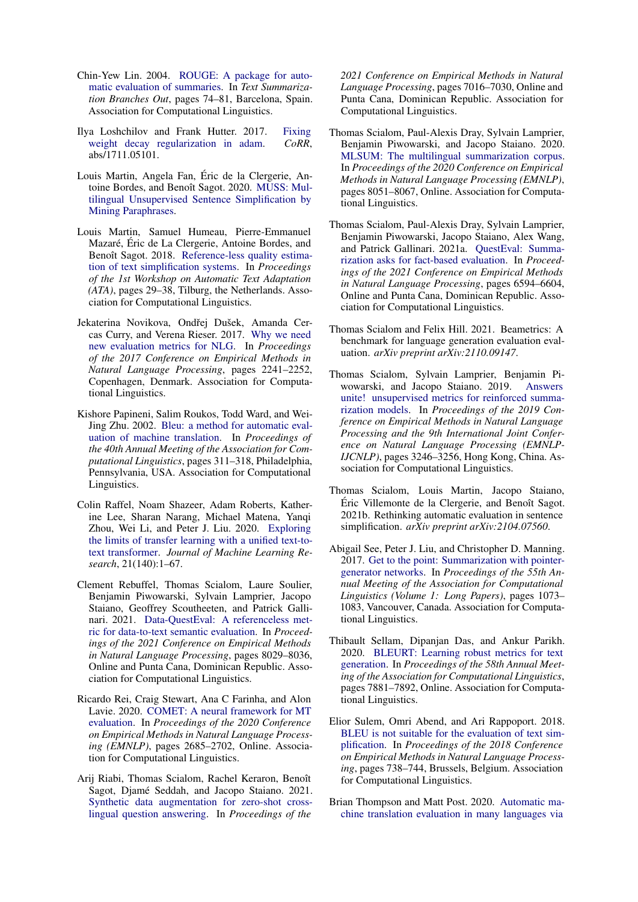Chin-Yew Lin. 2004. ROUGE: A package for automatic evaluation of summaries. In *Text Summarization Branches Out*, pages 74–81, Barcelona, Spain. Association for Computational Linguistics.

Ilya Loshchilov and Frank Hutter. 2017. Fixing weight decay regularization in adam. *CoRR*, abs/1711.05101.

Louis Martin, Angela Fan, Éric de la Clergerie, Antoine Bordes, and Benoît Sagot. 2020. MUSS: Multilingual Unsupervised Sentence Simplification by Mining Paraphrases.

Louis Martin, Samuel Humeau, Pierre-Emmanuel Mazaré, Éric de La Clergerie, Antoine Bordes, and Benoît Sagot. 2018. Reference-less quality estimation of text simplification systems. In *Proceedings of the 1st Workshop on Automatic Text Adaptation (ATA)*, pages 29–38, Tilburg, the Netherlands. Association for Computational Linguistics.

Jekaterina Novikova, Ondřej Dušek, Amanda Cercas Curry, and Verena Rieser. 2017. Why we need new evaluation metrics for NLG. In *Proceedings of the 2017 Conference on Empirical Methods in Natural Language Processing*, pages 2241–2252, Copenhagen, Denmark. Association for Computational Linguistics.

Kishore Papineni, Salim Roukos, Todd Ward, and Wei-Jing Zhu. 2002. Bleu: a method for automatic evaluation of machine translation. In *Proceedings of the 40th Annual Meeting of the Association for Computational Linguistics*, pages 311–318, Philadelphia, Pennsylvania, USA. Association for Computational Linguistics.

Colin Raffel, Noam Shazeer, Adam Roberts, Katherine Lee, Sharan Narang, Michael Matena, Yanqi Zhou, Wei Li, and Peter J. Liu. 2020. Exploring the limits of transfer learning with a unified text-to-text transformer. *Journal of Machine Learning Research*, 21(140):1–67.

Clement Rebuffel, Thomas Scialom, Laure Soulier, Benjamin Piwowarski, Sylvain Lamprier, Jacopo Staiano, Geoffrey Scoutheeten, and Patrick Gallinari. 2021. Data-QuestEval: A referenceless metric for data-to-text semantic evaluation. In *Proceedings of the 2021 Conference on Empirical Methods in Natural Language Processing*, pages 8029–8036, Online and Punta Cana, Dominican Republic. Association for Computational Linguistics.

Ricardo Rei, Craig Stewart, Ana C Farinha, and Alon Lavie. 2020. COMET: A neural framework for MT evaluation. In *Proceedings of the 2020 Conference on Empirical Methods in Natural Language Processing (EMNLP)*, pages 2685–2702, Online. Association for Computational Linguistics.

Arij Riabi, Thomas Scialom, Rachel Keraron, Benoît Sagot, Djamé Seddah, and Jacopo Staiano. 2021. Synthetic data augmentation for zero-shot cross-lingual question answering. In *Proceedings of the 2021 Conference on Empirical Methods in Natural Language Processing*, pages 7016–7030, Online and Punta Cana, Dominican Republic. Association for Computational Linguistics.

Thomas Scialom, Paul-Alexis Dray, Sylvain Lamprier, Benjamin Piwowarski, and Jacopo Staiano. 2020. MLSUM: The multilingual summarization corpus. In *Proceedings of the 2020 Conference on Empirical Methods in Natural Language Processing (EMNLP)*, pages 8051–8067, Online. Association for Computational Linguistics.

Thomas Scialom, Paul-Alexis Dray, Sylvain Lamprier, Benjamin Piwowarski, Jacopo Staiano, Alex Wang, and Patrick Gallinari. 2021a. QuestEval: Summarization asks for fact-based evaluation. In *Proceedings of the 2021 Conference on Empirical Methods in Natural Language Processing*, pages 6594–6604, Online and Punta Cana, Dominican Republic. Association for Computational Linguistics.

Thomas Scialom and Felix Hill. 2021. Beametrics: A benchmark for language generation evaluation evaluation. *arXiv preprint arXiv:2110.09147*.

Thomas Scialom, Sylvain Lamprier, Benjamin Piwowarski, and Jacopo Staiano. 2019. Answers unite! unsupervised metrics for reinforced summarization models. In *Proceedings of the 2019 Conference on Empirical Methods in Natural Language Processing and the 9th International Joint Conference on Natural Language Processing (EMNLP-IJCNLP)*, pages 3246–3256, Hong Kong, China. Association for Computational Linguistics.

Thomas Scialom, Louis Martin, Jacopo Staiano, Éric Villemonte de la Clergerie, and Benoît Sagot. 2021b. Rethinking automatic evaluation in sentence simplification. *arXiv preprint arXiv:2104.07560*.

Abigail See, Peter J. Liu, and Christopher D. Manning. 2017. Get to the point: Summarization with pointer-generator networks. In *Proceedings of the 55th Annual Meeting of the Association for Computational Linguistics (Volume 1: Long Papers)*, pages 1073–1083, Vancouver, Canada. Association for Computational Linguistics.

Thibault Sellam, Dipanjan Das, and Ankur Parikh. 2020. BLEURT: Learning robust metrics for text generation. In *Proceedings of the 58th Annual Meeting of the Association for Computational Linguistics*, pages 7881–7892, Online. Association for Computational Linguistics.

Elior Sulem, Omri Abend, and Ari Rappoport. 2018. BLEU is not suitable for the evaluation of text simplification. In *Proceedings of the 2018 Conference on Empirical Methods in Natural Language Processing*, pages 738–744, Brussels, Belgium. Association for Computational Linguistics.

Brian Thompson and Matt Post. 2020. Automatic machine translation evaluation in many languages via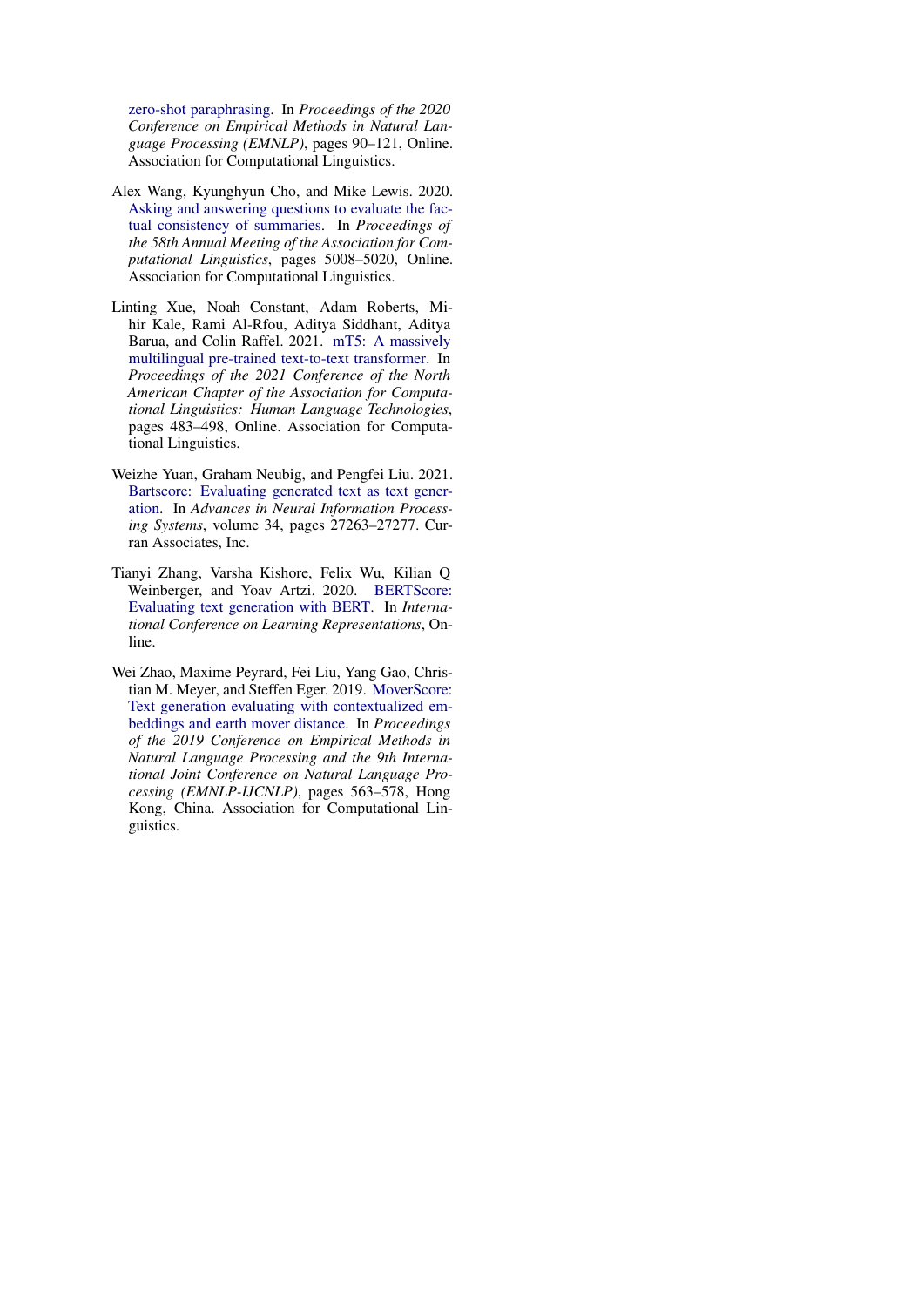zero-shot paraphrasing. In *Proceedings of the 2020 Conference on Empirical Methods in Natural Language Processing (EMNLP)*, pages 90–121, Online. Association for Computational Linguistics.

Alex Wang, Kyunghyun Cho, and Mike Lewis. 2020. Asking and answering questions to evaluate the factual consistency of summaries. In *Proceedings of the 58th Annual Meeting of the Association for Computational Linguistics*, pages 5008–5020, Online. Association for Computational Linguistics.

Linting Xue, Noah Constant, Adam Roberts, Mihir Kale, Rami Al-Rfou, Aditya Siddhant, Aditya Barua, and Colin Raffel. 2021. mT5: A massively multilingual pre-trained text-to-text transformer. In *Proceedings of the 2021 Conference of the North American Chapter of the Association for Computational Linguistics: Human Language Technologies*, pages 483–498, Online. Association for Computational Linguistics.

Weizhe Yuan, Graham Neubig, and Pengfei Liu. 2021. Bartscore: Evaluating generated text as text generation. In *Advances in Neural Information Processing Systems*, volume 34, pages 27263–27277. Curran Associates, Inc.

Tianyi Zhang, Varsha Kishore, Felix Wu, Kilian Q Weinberger, and Yoav Artzi. 2020. BERTScore: Evaluating text generation with BERT. In *International Conference on Learning Representations*, Online.

Wei Zhao, Maxime Peyrard, Fei Liu, Yang Gao, Christian M. Meyer, and Steffen Eger. 2019. MoverScore: Text generation evaluating with contextualized embeddings and earth mover distance. In *Proceedings of the 2019 Conference on Empirical Methods in Natural Language Processing and the 9th International Joint Conference on Natural Language Processing (EMNLP-IJCNLP)*, pages 563–578, Hong Kong, China. Association for Computational Linguistics.